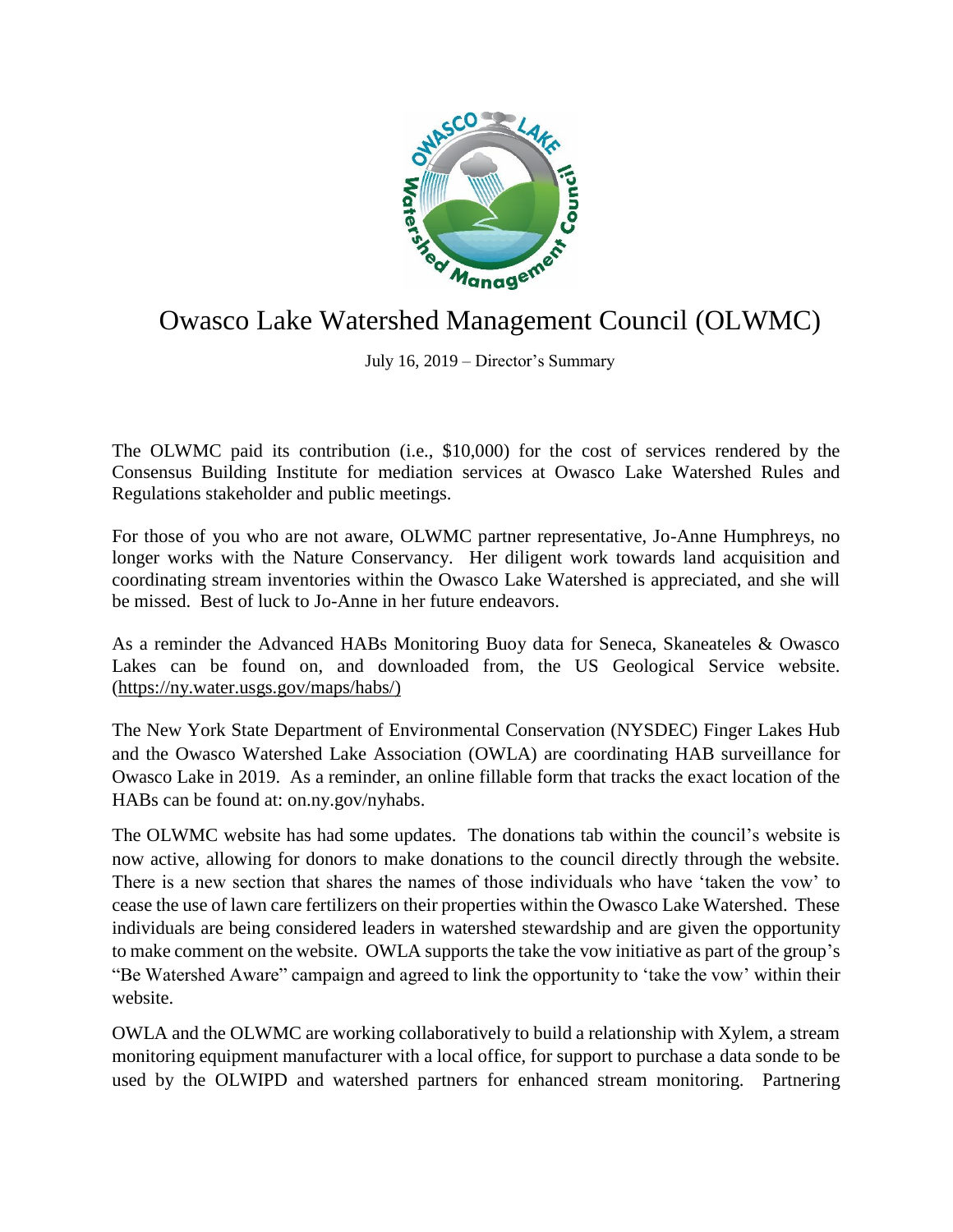# Owasco Lake Watershed Management Council (OLWMC)

July 16, 2019 – Director's Summary

The OLWMC paid its contribution (i.e., $10,000) for the cost of services rendered by the Consensus Building Institute for mediation services at Owasco Lake Watershed Rules and Regulations stakeholder and public meetings.

For those of you who are not aware, OLWMC partner representative, Jo-Anne Humphreys, no longer works with the Nature Conservancy. Her diligent work towards land acquisition and coordinating stream inventories within the Owasco Lake Watershed is appreciated, and she will be missed. Best of luck to Jo-Anne in her future endeavors.

As a reminder the Advanced HABs Monitoring Buoy data for Seneca, Skaneateles & Owasco Lakes can be found on, and downloaded from, the US Geological Service website. (https://ny.water.usgs.gov/maps/habs/)

The New York State Department of Environmental Conservation (NYSDEC) Finger Lakes Hub and the Owasco Watershed Lake Association (OWLA) are coordinating HAB surveillance for Owasco Lake in 2019. As a reminder, an online fillable form that tracks the exact location of the HABs can be found at: on.ny.gov/nyhabs.

The OLWMC website has had some updates. The donations tab within the council's website is now active, allowing for donors to make donations to the council directly through the website. There is a new section that shares the names of those individuals who have 'taken the vow' to cease the use of lawn care fertilizers on their properties within the Owasco Lake Watershed. These individuals are being considered leaders in watershed stewardship and are given the opportunity to make comment on the website. OWLA supports the take the vow initiative as part of the group's "Be Watershed Aware" campaign and agreed to link the opportunity to 'take the vow' within their website.

OWLA and the OLWMC are working collaboratively to build a relationship with Xylem, a stream monitoring equipment manufacturer with a local office, for support to purchase a data sonde to be used by the OLWIPD and watershed partners for enhanced stream monitoring. Partnering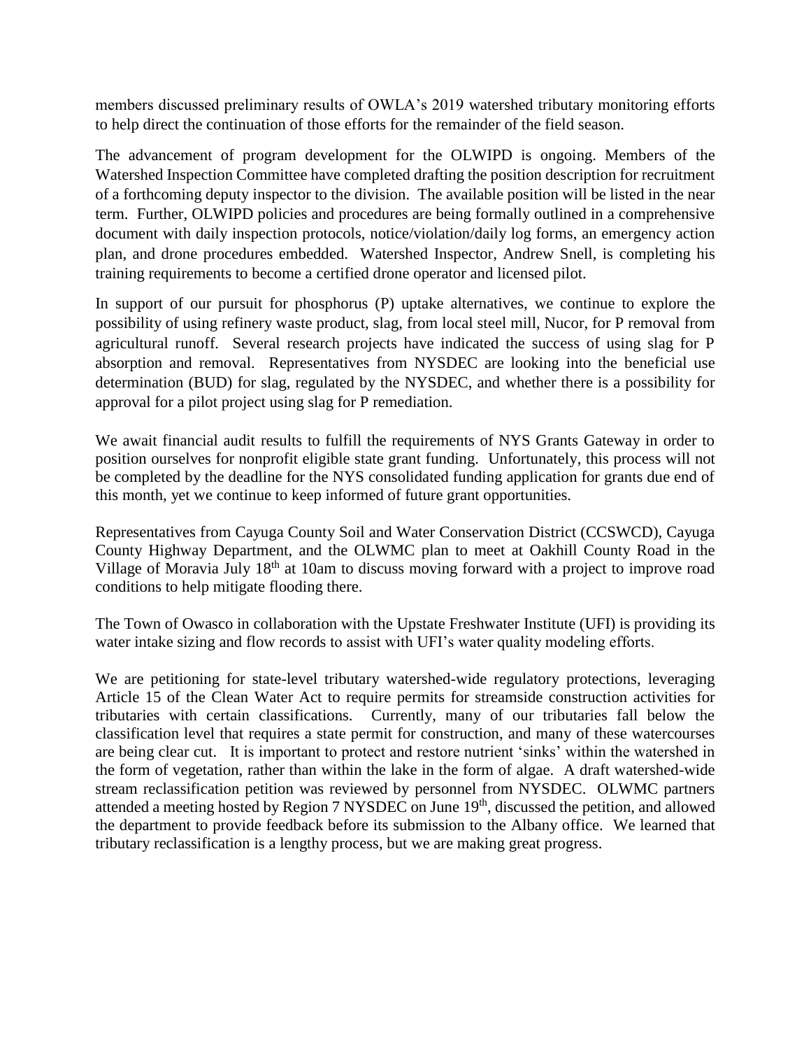members discussed preliminary results of OWLA's 2019 watershed tributary monitoring efforts to help direct the continuation of those efforts for the remainder of the field season.

The advancement of program development for the OLWIPD is ongoing. Members of the Watershed Inspection Committee have completed drafting the position description for recruitment of a forthcoming deputy inspector to the division. The available position will be listed in the near term. Further, OLWIPD policies and procedures are being formally outlined in a comprehensive document with daily inspection protocols, notice/violation/daily log forms, an emergency action plan, and drone procedures embedded. Watershed Inspector, Andrew Snell, is completing his training requirements to become a certified drone operator and licensed pilot.

In support of our pursuit for phosphorus (P) uptake alternatives, we continue to explore the possibility of using refinery waste product, slag, from local steel mill, Nucor, for P removal from agricultural runoff. Several research projects have indicated the success of using slag for P absorption and removal. Representatives from NYSDEC are looking into the beneficial use determination (BUD) for slag, regulated by the NYSDEC, and whether there is a possibility for approval for a pilot project using slag for P remediation.

We await financial audit results to fulfill the requirements of NYS Grants Gateway in order to position ourselves for nonprofit eligible state grant funding. Unfortunately, this process will not be completed by the deadline for the NYS consolidated funding application for grants due end of this month, yet we continue to keep informed of future grant opportunities.

Representatives from Cayuga County Soil and Water Conservation District (CCSWCD), Cayuga County Highway Department, and the OLWMC plan to meet at Oakhill County Road in the Village of Moravia July 18th at 10am to discuss moving forward with a project to improve road conditions to help mitigate flooding there.

The Town of Owasco in collaboration with the Upstate Freshwater Institute (UFI) is providing its water intake sizing and flow records to assist with UFI's water quality modeling efforts.

We are petitioning for state-level tributary watershed-wide regulatory protections, leveraging Article 15 of the Clean Water Act to require permits for streamside construction activities for tributaries with certain classifications. Currently, many of our tributaries fall below the classification level that requires a state permit for construction, and many of these watercourses are being clear cut. It is important to protect and restore nutrient 'sinks' within the watershed in the form of vegetation, rather than within the lake in the form of algae. A draft watershed-wide stream reclassification petition was reviewed by personnel from NYSDEC. OLWMC partners attended a meeting hosted by Region 7 NYSDEC on June 19th, discussed the petition, and allowed the department to provide feedback before its submission to the Albany office. We learned that tributary reclassification is a lengthy process, but we are making great progress.